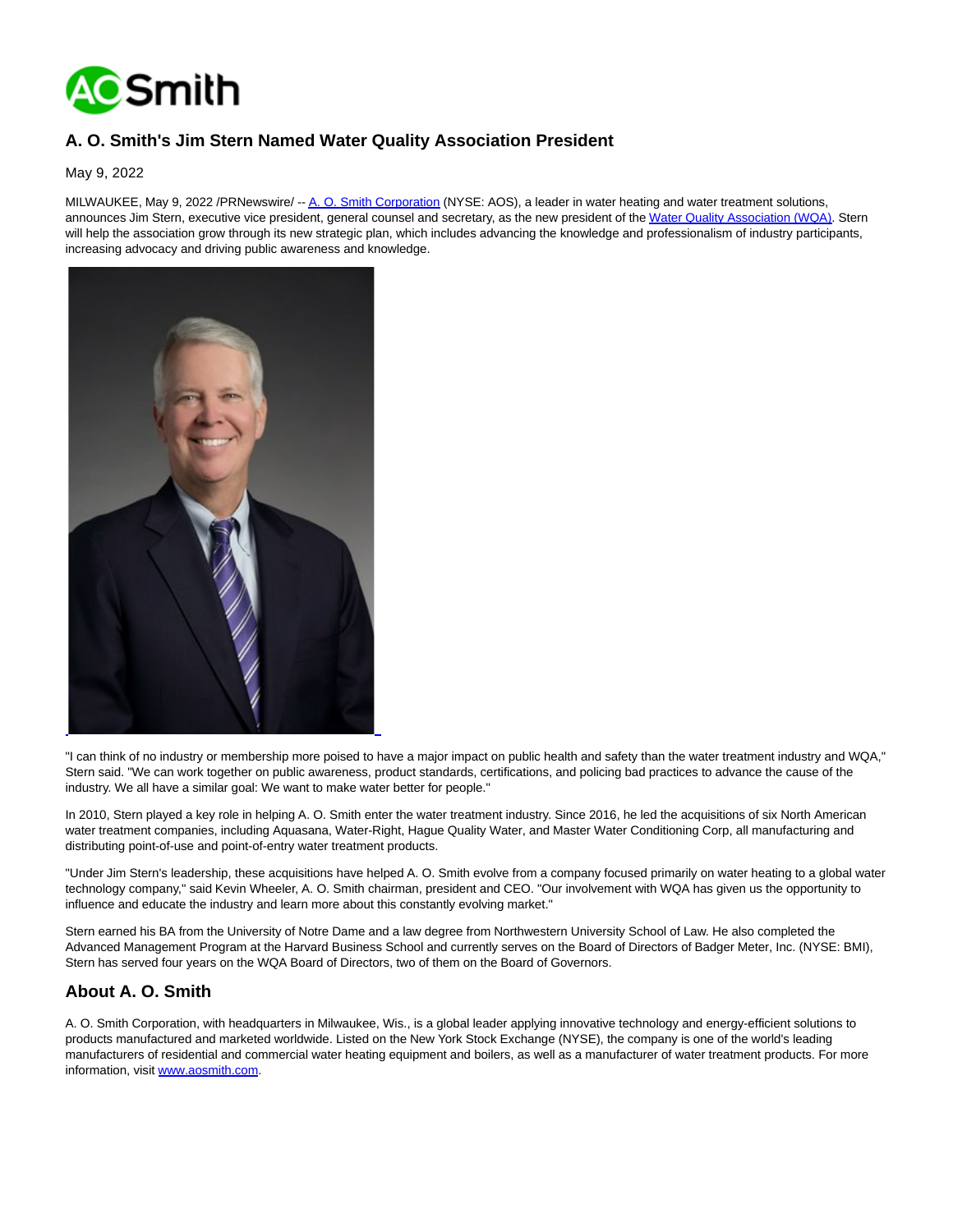# A. O. Smith's Jim Stern Named Water Quality Association President

May 9, 2022

MILWAUKEE, May 9, 2022 /PRNewswire/ -- A. O. Smith Corporation (NYSE: AOS), a leader in water heating and water treatment solutions, announces Jim Stern, executive vice president, general counsel and secretary, as the new president of the Water Quality Association (WQA). Stern will help the association grow through its new strategic plan, which includes advancing the knowledge and professionalism of industry participants, increasing advocacy and driving public awareness and knowledge.

"I can think of no industry or membership more poised to have a major impact on public health and safety than the water treatment industry and WQA," Stern said. "We can work together on public awareness, product standards, certifications, and policing bad practices to advance the cause of the industry. We all have a similar goal: We want to make water better for people."

In 2010, Stern played a key role in helping A. O. Smith enter the water treatment industry. Since 2016, he led the acquisitions of six North American water treatment companies, including Aquasana, Water-Right, Hague Quality Water, and Master Water Conditioning Corp, all manufacturing and distributing point-of-use and point-of-entry water treatment products.

"Under Jim Stern's leadership, these acquisitions have helped A. O. Smith evolve from a company focused primarily on water heating to a global water technology company," said Kevin Wheeler, A. O. Smith chairman, president and CEO. "Our involvement with WQA has given us the opportunity to influence and educate the industry and learn more about this constantly evolving market."

Stern earned his BA from the University of Notre Dame and a law degree from Northwestern University School of Law. He also completed the Advanced Management Program at the Harvard Business School and currently serves on the Board of Directors of Badger Meter, Inc. (NYSE: BMI), Stern has served four years on the WQA Board of Directors, two of them on the Board of Governors.

## About A. O. Smith

A. O. Smith Corporation, with headquarters in Milwaukee, Wis., is a global leader applying innovative technology and energy-efficient solutions to products manufactured and marketed worldwide. Listed on the New York Stock Exchange (NYSE), the company is one of the world's leading manufacturers of residential and commercial water heating equipment and boilers, as well as a manufacturer of water treatment products. For more information, visit www.aosmith.com.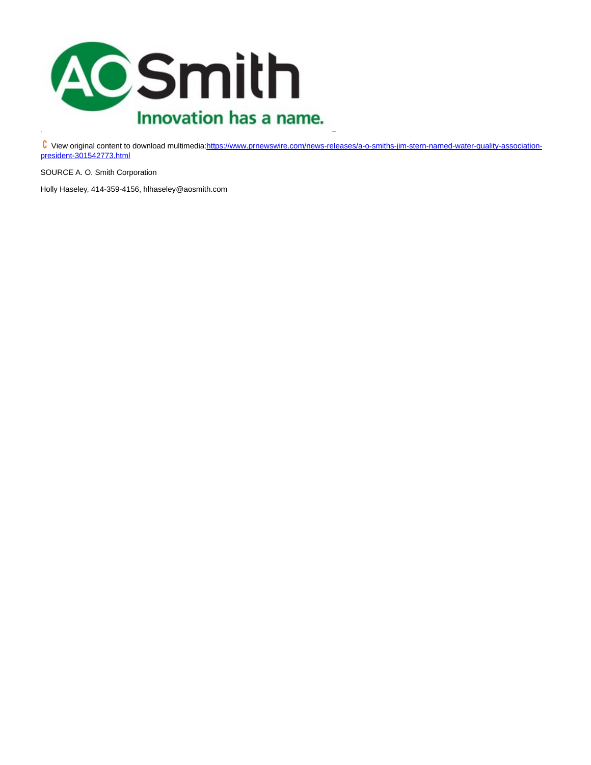View original content to download multimedia:https://www.prnewswire.com/news-releases/a-o-smiths-jim-stern-named-water-quality-association-president-301542773.html

SOURCE A. O. Smith Corporation

Holly Haseley, 414-359-4156, hlhaseley@aosmith.com